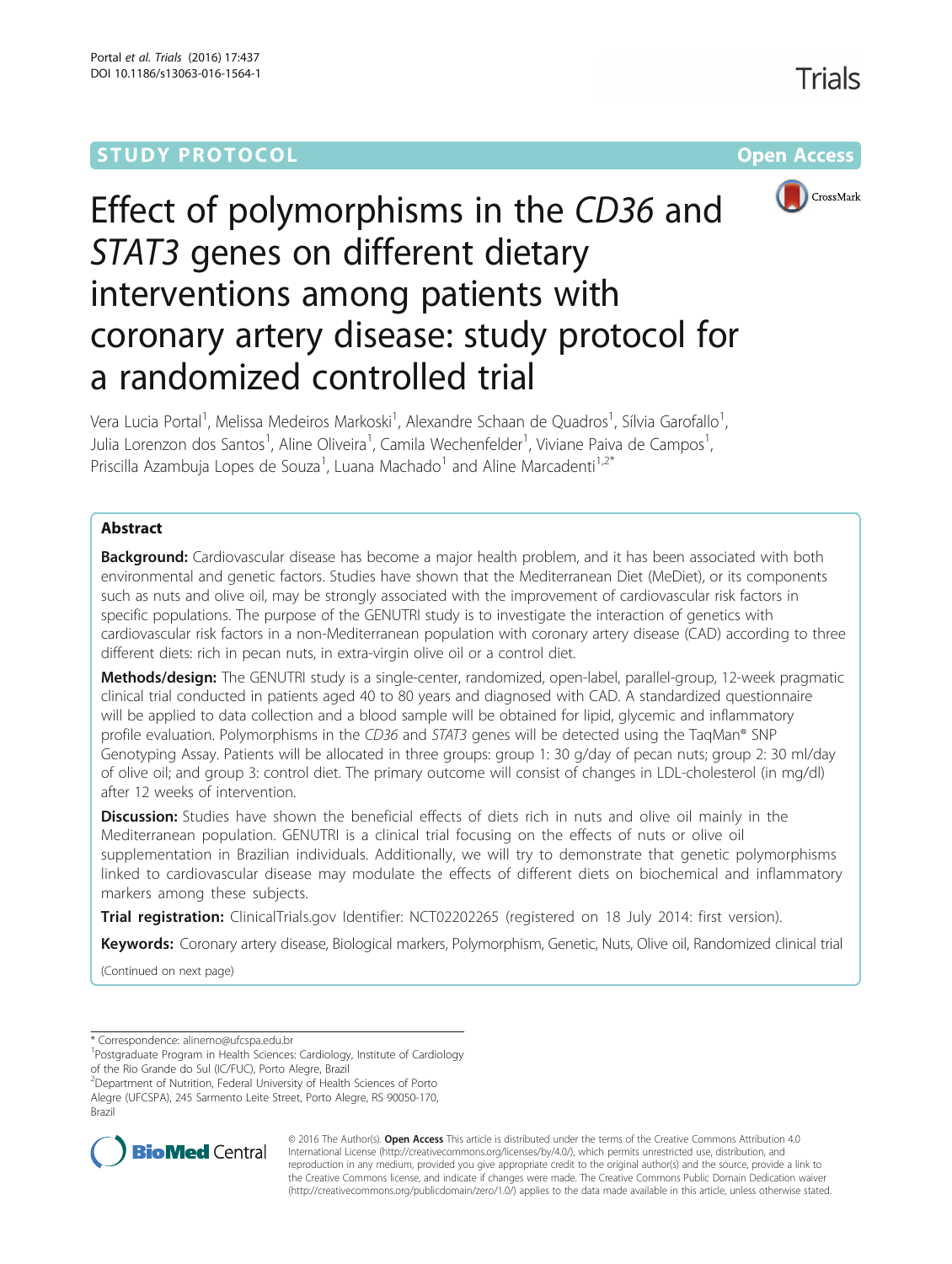STUDY PROTOCOL Open Access

# Effect of polymorphisms in the *CD36* and *STAT3* genes on different dietary interventions among patients with coronary artery disease: study protocol for a randomized controlled trial

Vera Lucia Portal[1], Melissa Medeiros Markoski[1], Alexandre Schaan de Quadros[1], Sílvia Garofallo[1], Julia Lorenzon dos Santos[1], Aline Oliveira[1], Camila Wechenfelder[1], Viviane Paiva de Campos[1], Priscilla Azambuja Lopes de Souza[1], Luana Machado[1] and Aline Marcadenti[1,2*]

## Abstract

**Background:** Cardiovascular disease has become a major health problem, and it has been associated with both environmental and genetic factors. Studies have shown that the Mediterranean Diet (MeDiet), or its components such as nuts and olive oil, may be strongly associated with the improvement of cardiovascular risk factors in specific populations. The purpose of the GENUTRI study is to investigate the interaction of genetics with cardiovascular risk factors in a non-Mediterranean population with coronary artery disease (CAD) according to three different diets: rich in pecan nuts, in extra-virgin olive oil or a control diet.

**Methods/design:** The GENUTRI study is a single-center, randomized, open-label, parallel-group, 12-week pragmatic clinical trial conducted in patients aged 40 to 80 years and diagnosed with CAD. A standardized questionnaire will be applied to data collection and a blood sample will be obtained for lipid, glycemic and inflammatory profile evaluation. Polymorphisms in the *CD36* and *STAT3* genes will be detected using the TaqMan® SNP Genotyping Assay. Patients will be allocated in three groups: group 1: 30 g/day of pecan nuts; group 2: 30 ml/day of olive oil; and group 3: control diet. The primary outcome will consist of changes in LDL-cholesterol (in mg/dl) after 12 weeks of intervention.

**Discussion:** Studies have shown the beneficial effects of diets rich in nuts and olive oil mainly in the Mediterranean population. GENUTRI is a clinical trial focusing on the effects of nuts or olive oil supplementation in Brazilian individuals. Additionally, we will try to demonstrate that genetic polymorphisms linked to cardiovascular disease may modulate the effects of different diets on biochemical and inflammatory markers among these subjects.

**Trial registration:** ClinicalTrials.gov Identifier: NCT02202265 (registered on 18 July 2014: first version).

**Keywords:** Coronary artery disease, Biological markers, Polymorphism, Genetic, Nuts, Olive oil, Randomized clinical trial

(Continued on next page)

\* Correspondence: alinemo@ufcspa.edu.br

[1]Postgraduate Program in Health Sciences: Cardiology, Institute of Cardiology of the Rio Grande do Sul (IC/FUC), Porto Alegre, Brazil

[2]Department of Nutrition, Federal University of Health Sciences of Porto Alegre (UFCSPA), 245 Sarmento Leite Street, Porto Alegre, RS 90050-170, Brazil

© 2016 The Author(s). **Open Access** This article is distributed under the terms of the Creative Commons Attribution 4.0 International License (http://creativecommons.org/licenses/by/4.0/), which permits unrestricted use, distribution, and reproduction in any medium, provided you give appropriate credit to the original author(s) and the source, provide a link to the Creative Commons license, and indicate if changes were made. The Creative Commons Public Domain Dedication waiver (http://creativecommons.org/publicdomain/zero/1.0/) applies to the data made available in this article, unless otherwise stated.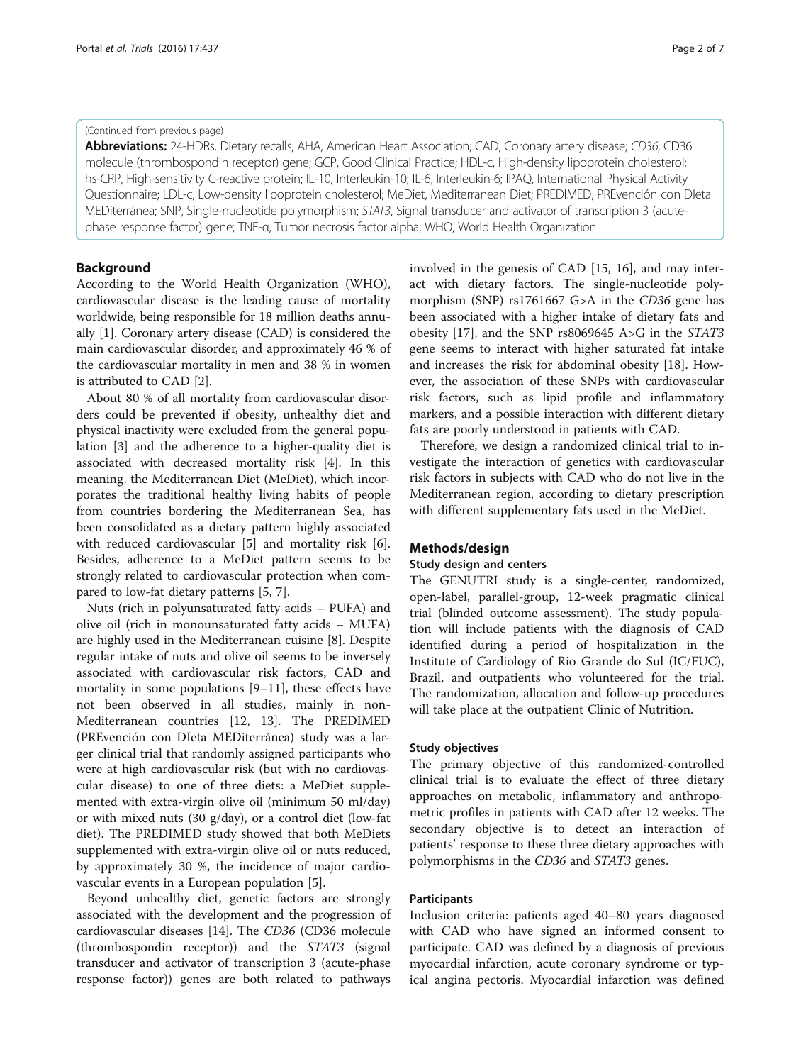(Continued from previous page)

**Abbreviations:** 24-HDRs, Dietary recalls; AHA, American Heart Association; CAD, Coronary artery disease; *CD36*, CD36 molecule (thrombospondin receptor) gene; GCP, Good Clinical Practice; HDL-c, High-density lipoprotein cholesterol; hs-CRP, High-sensitivity C-reactive protein; IL-10, Interleukin-10; IL-6, Interleukin-6; IPAQ, International Physical Activity Questionnaire; LDL-c, Low-density lipoprotein cholesterol; MeDiet, Mediterranean Diet; PREDIMED, PREvención con DIeta MEDiterránea; SNP, Single-nucleotide polymorphism; *STAT3*, Signal transducer and activator of transcription 3 (acute-phase response factor) gene; TNF-α, Tumor necrosis factor alpha; WHO, World Health Organization

## Background

According to the World Health Organization (WHO), cardiovascular disease is the leading cause of mortality worldwide, being responsible for 18 million deaths annually [1]. Coronary artery disease (CAD) is considered the main cardiovascular disorder, and approximately 46 % of the cardiovascular mortality in men and 38 % in women is attributed to CAD [2].

About 80 % of all mortality from cardiovascular disorders could be prevented if obesity, unhealthy diet and physical inactivity were excluded from the general population [3] and the adherence to a higher-quality diet is associated with decreased mortality risk [4]. In this meaning, the Mediterranean Diet (MeDiet), which incorporates the traditional healthy living habits of people from countries bordering the Mediterranean Sea, has been consolidated as a dietary pattern highly associated with reduced cardiovascular [5] and mortality risk [6]. Besides, adherence to a MeDiet pattern seems to be strongly related to cardiovascular protection when compared to low-fat dietary patterns [5, 7].

Nuts (rich in polyunsaturated fatty acids – PUFA) and olive oil (rich in monounsaturated fatty acids – MUFA) are highly used in the Mediterranean cuisine [8]. Despite regular intake of nuts and olive oil seems to be inversely associated with cardiovascular risk factors, CAD and mortality in some populations [9–11], these effects have not been observed in all studies, mainly in non-Mediterranean countries [12, 13]. The PREDIMED (PREvención con DIeta MEDiterránea) study was a larger clinical trial that randomly assigned participants who were at high cardiovascular risk (but with no cardiovascular disease) to one of three diets: a MeDiet supplemented with extra-virgin olive oil (minimum 50 ml/day) or with mixed nuts (30 g/day), or a control diet (low-fat diet). The PREDIMED study showed that both MeDiets supplemented with extra-virgin olive oil or nuts reduced, by approximately 30 %, the incidence of major cardiovascular events in a European population [5].

Beyond unhealthy diet, genetic factors are strongly associated with the development and the progression of cardiovascular diseases [14]. The *CD36* (CD36 molecule (thrombospondin receptor)) and the *STAT3* (signal transducer and activator of transcription 3 (acute-phase response factor)) genes are both related to pathways involved in the genesis of CAD [15, 16], and may interact with dietary factors. The single-nucleotide polymorphism (SNP) rs1761667 G>A in the *CD36* gene has been associated with a higher intake of dietary fats and obesity [17], and the SNP rs8069645 A>G in the *STAT3* gene seems to interact with higher saturated fat intake and increases the risk for abdominal obesity [18]. However, the association of these SNPs with cardiovascular risk factors, such as lipid profile and inflammatory markers, and a possible interaction with different dietary fats are poorly understood in patients with CAD.

Therefore, we design a randomized clinical trial to investigate the interaction of genetics with cardiovascular risk factors in subjects with CAD who do not live in the Mediterranean region, according to dietary prescription with different supplementary fats used in the MeDiet.

## Methods/design

### Study design and centers

The GENUTRI study is a single-center, randomized, open-label, parallel-group, 12-week pragmatic clinical trial (blinded outcome assessment). The study population will include patients with the diagnosis of CAD identified during a period of hospitalization in the Institute of Cardiology of Rio Grande do Sul (IC/FUC), Brazil, and outpatients who volunteered for the trial. The randomization, allocation and follow-up procedures will take place at the outpatient Clinic of Nutrition.

### Study objectives

The primary objective of this randomized-controlled clinical trial is to evaluate the effect of three dietary approaches on metabolic, inflammatory and anthropometric profiles in patients with CAD after 12 weeks. The secondary objective is to detect an interaction of patients' response to these three dietary approaches with polymorphisms in the *CD36* and *STAT3* genes.

### Participants

Inclusion criteria: patients aged 40–80 years diagnosed with CAD who have signed an informed consent to participate. CAD was defined by a diagnosis of previous myocardial infarction, acute coronary syndrome or typical angina pectoris. Myocardial infarction was defined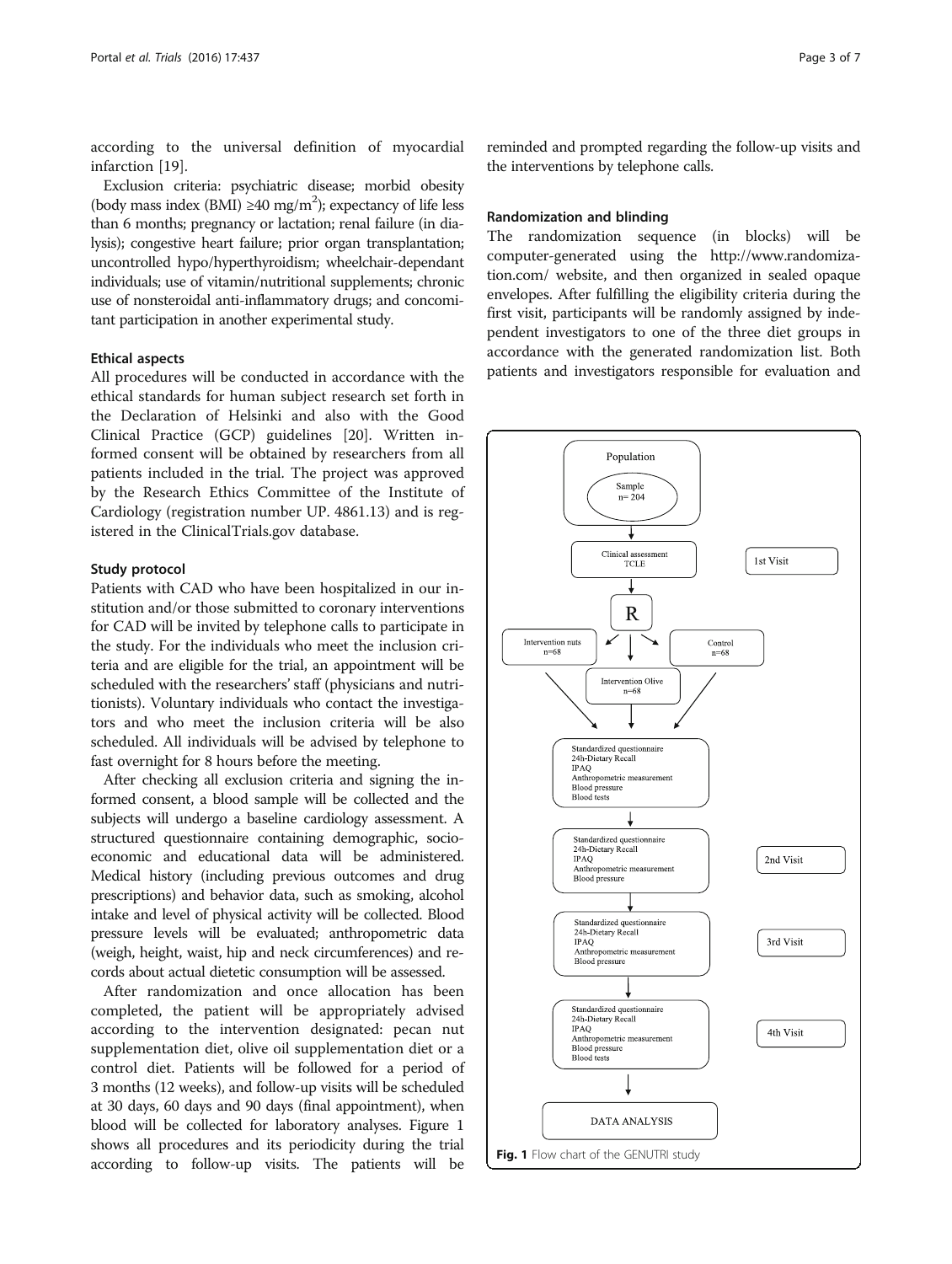according to the universal definition of myocardial infarction [19].

Exclusion criteria: psychiatric disease; morbid obesity (body mass index (BMI) ≥40 mg/m$^2$); expectancy of life less than 6 months; pregnancy or lactation; renal failure (in dialysis); congestive heart failure; prior organ transplantation; uncontrolled hypo/hyperthyroidism; wheelchair-dependant individuals; use of vitamin/nutritional supplements; chronic use of nonsteroidal anti-inflammatory drugs; and concomitant participation in another experimental study.

### Ethical aspects

All procedures will be conducted in accordance with the ethical standards for human subject research set forth in the Declaration of Helsinki and also with the Good Clinical Practice (GCP) guidelines [20]. Written informed consent will be obtained by researchers from all patients included in the trial. The project was approved by the Research Ethics Committee of the Institute of Cardiology (registration number UP. 4861.13) and is registered in the ClinicalTrials.gov database.

### Study protocol

Patients with CAD who have been hospitalized in our institution and/or those submitted to coronary interventions for CAD will be invited by telephone calls to participate in the study. For the individuals who meet the inclusion criteria and are eligible for the trial, an appointment will be scheduled with the researchers' staff (physicians and nutritionists). Voluntary individuals who contact the investigators and who meet the inclusion criteria will be also scheduled. All individuals will be advised by telephone to fast overnight for 8 hours before the meeting.

After checking all exclusion criteria and signing the informed consent, a blood sample will be collected and the subjects will undergo a baseline cardiology assessment. A structured questionnaire containing demographic, socioeconomic and educational data will be administered. Medical history (including previous outcomes and drug prescriptions) and behavior data, such as smoking, alcohol intake and level of physical activity will be collected. Blood pressure levels will be evaluated; anthropometric data (weigh, height, waist, hip and neck circumferences) and records about actual dietetic consumption will be assessed.

After randomization and once allocation has been completed, the patient will be appropriately advised according to the intervention designated: pecan nut supplementation diet, olive oil supplementation diet or a control diet. Patients will be followed for a period of 3 months (12 weeks), and follow-up visits will be scheduled at 30 days, 60 days and 90 days (final appointment), when blood will be collected for laboratory analyses. Figure 1 shows all procedures and its periodicity during the trial according to follow-up visits. The patients will be reminded and prompted regarding the follow-up visits and the interventions by telephone calls.

### Randomization and blinding

The randomization sequence (in blocks) will be computer-generated using the http://www.randomization.com/ website, and then organized in sealed opaque envelopes. After fulfilling the eligibility criteria during the first visit, participants will be randomly assigned by independent investigators to one of the three diet groups in accordance with the generated randomization list. Both patients and investigators responsible for evaluation and

Population
Sample n= 204

Clinical assessment TCLE — 1st Visit

R

Intervention nuts n=68 | Intervention Olive n=68 | Control n=68

Standardized questionnaire, 24h-Dietary Recall, IPAQ, Anthropometric measurement, Blood pressure, Blood tests

Standardized questionnaire, 24h-Dietary Recall, IPAQ, Anthropometric measurement, Blood pressure — 2nd Visit

Standardized questionnaire, 24h-Dietary Recall, IPAQ, Anthropometric measurement, Blood pressure — 3rd Visit

Standardized questionnaire, 24h-Dietary Recall, IPAQ, Anthropometric measurement, Blood pressure, Blood tests — 4th Visit

DATA ANALYSIS

**Fig. 1** Flow chart of the GENUTRI study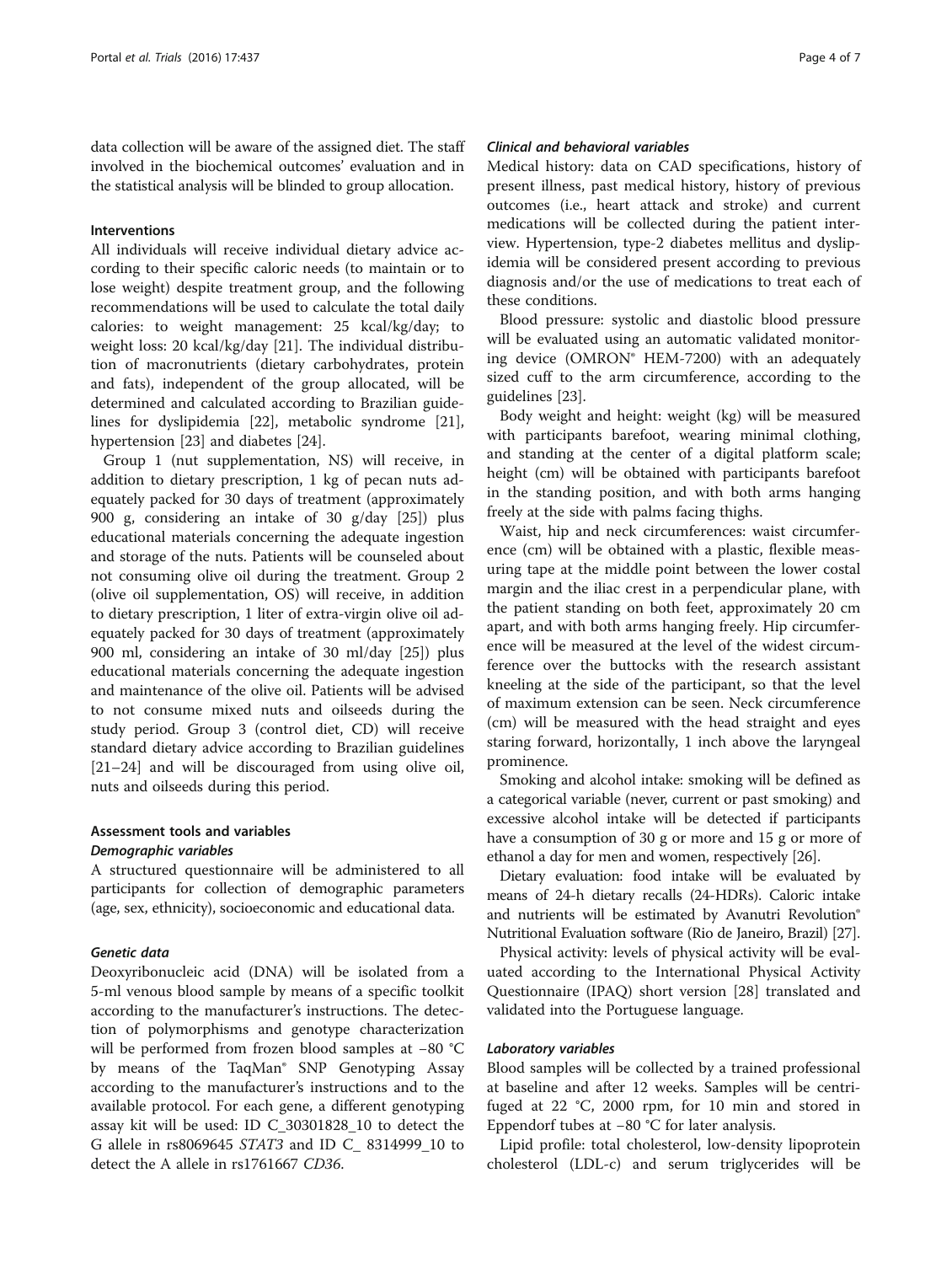data collection will be aware of the assigned diet. The staff involved in the biochemical outcomes' evaluation and in the statistical analysis will be blinded to group allocation.

### Interventions

All individuals will receive individual dietary advice according to their specific caloric needs (to maintain or to lose weight) despite treatment group, and the following recommendations will be used to calculate the total daily calories: to weight management: 25 kcal/kg/day; to weight loss: 20 kcal/kg/day [21]. The individual distribution of macronutrients (dietary carbohydrates, protein and fats), independent of the group allocated, will be determined and calculated according to Brazilian guidelines for dyslipidemia [22], metabolic syndrome [21], hypertension [23] and diabetes [24].

Group 1 (nut supplementation, NS) will receive, in addition to dietary prescription, 1 kg of pecan nuts adequately packed for 30 days of treatment (approximately 900 g, considering an intake of 30 g/day [25]) plus educational materials concerning the adequate ingestion and storage of the nuts. Patients will be counseled about not consuming olive oil during the treatment. Group 2 (olive oil supplementation, OS) will receive, in addition to dietary prescription, 1 liter of extra-virgin olive oil adequately packed for 30 days of treatment (approximately 900 ml, considering an intake of 30 ml/day [25]) plus educational materials concerning the adequate ingestion and maintenance of the olive oil. Patients will be advised to not consume mixed nuts and oilseeds during the study period. Group 3 (control diet, CD) will receive standard dietary advice according to Brazilian guidelines [21–24] and will be discouraged from using olive oil, nuts and oilseeds during this period.

### Assessment tools and variables

#### *Demographic variables*

A structured questionnaire will be administered to all participants for collection of demographic parameters (age, sex, ethnicity), socioeconomic and educational data.

#### *Genetic data*

Deoxyribonucleic acid (DNA) will be isolated from a 5-ml venous blood sample by means of a specific toolkit according to the manufacturer's instructions. The detection of polymorphisms and genotype characterization will be performed from frozen blood samples at −80 °C by means of the TaqMan® SNP Genotyping Assay according to the manufacturer's instructions and to the available protocol. For each gene, a different genotyping assay kit will be used: ID C_30301828_10 to detect the G allele in rs8069645 *STAT3* and ID C_ 8314999_10 to detect the A allele in rs1761667 *CD36*.

#### *Clinical and behavioral variables*

Medical history: data on CAD specifications, history of present illness, past medical history, history of previous outcomes (i.e., heart attack and stroke) and current medications will be collected during the patient interview. Hypertension, type-2 diabetes mellitus and dyslipidemia will be considered present according to previous diagnosis and/or the use of medications to treat each of these conditions.

Blood pressure: systolic and diastolic blood pressure will be evaluated using an automatic validated monitoring device (OMRON® HEM-7200) with an adequately sized cuff to the arm circumference, according to the guidelines [23].

Body weight and height: weight (kg) will be measured with participants barefoot, wearing minimal clothing, and standing at the center of a digital platform scale; height (cm) will be obtained with participants barefoot in the standing position, and with both arms hanging freely at the side with palms facing thighs.

Waist, hip and neck circumferences: waist circumference (cm) will be obtained with a plastic, flexible measuring tape at the middle point between the lower costal margin and the iliac crest in a perpendicular plane, with the patient standing on both feet, approximately 20 cm apart, and with both arms hanging freely. Hip circumference will be measured at the level of the widest circumference over the buttocks with the research assistant kneeling at the side of the participant, so that the level of maximum extension can be seen. Neck circumference (cm) will be measured with the head straight and eyes staring forward, horizontally, 1 inch above the laryngeal prominence.

Smoking and alcohol intake: smoking will be defined as a categorical variable (never, current or past smoking) and excessive alcohol intake will be detected if participants have a consumption of 30 g or more and 15 g or more of ethanol a day for men and women, respectively [26].

Dietary evaluation: food intake will be evaluated by means of 24-h dietary recalls (24-HDRs). Caloric intake and nutrients will be estimated by Avanutri Revolution® Nutritional Evaluation software (Rio de Janeiro, Brazil) [27].

Physical activity: levels of physical activity will be evaluated according to the International Physical Activity Questionnaire (IPAQ) short version [28] translated and validated into the Portuguese language.

#### *Laboratory variables*

Blood samples will be collected by a trained professional at baseline and after 12 weeks. Samples will be centrifuged at 22 °C, 2000 rpm, for 10 min and stored in Eppendorf tubes at −80 °C for later analysis.

Lipid profile: total cholesterol, low-density lipoprotein cholesterol (LDL-c) and serum triglycerides will be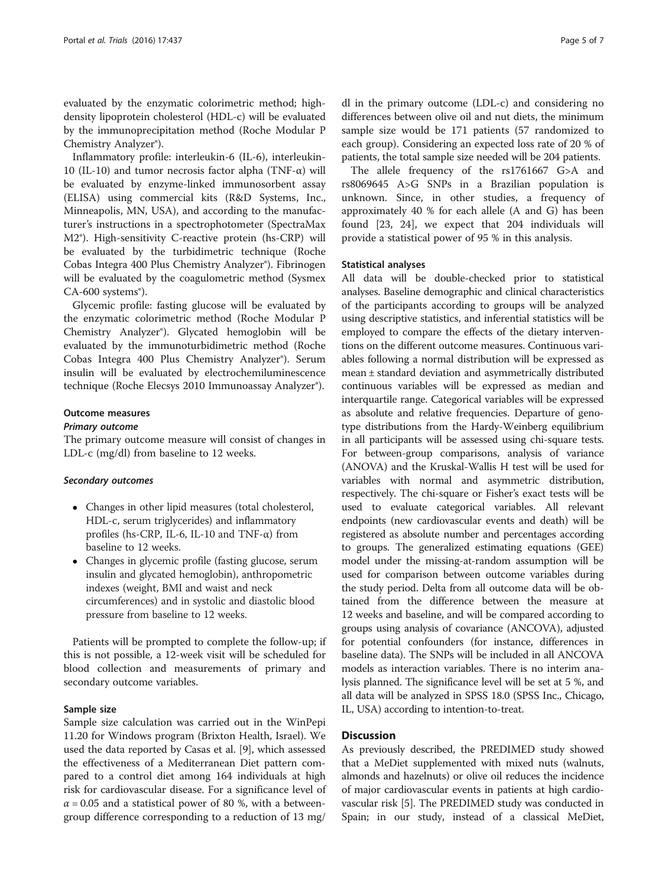evaluated by the enzymatic colorimetric method; high-density lipoprotein cholesterol (HDL-c) will be evaluated by the immunoprecipitation method (Roche Modular P Chemistry Analyzer®).

Inflammatory profile: interleukin-6 (IL-6), interleukin-10 (IL-10) and tumor necrosis factor alpha (TNF-α) will be evaluated by enzyme-linked immunosorbent assay (ELISA) using commercial kits (R&D Systems, Inc., Minneapolis, MN, USA), and according to the manufacturer's instructions in a spectrophotometer (SpectraMax M2®). High-sensitivity C-reactive protein (hs-CRP) will be evaluated by the turbidimetric technique (Roche Cobas Integra 400 Plus Chemistry Analyzer®). Fibrinogen will be evaluated by the coagulometric method (Sysmex CA-600 systems®).

Glycemic profile: fasting glucose will be evaluated by the enzymatic colorimetric method (Roche Modular P Chemistry Analyzer®). Glycated hemoglobin will be evaluated by the immunoturbidimetric method (Roche Cobas Integra 400 Plus Chemistry Analyzer®). Serum insulin will be evaluated by electrochemiluminescence technique (Roche Elecsys 2010 Immunoassay Analyzer®).

### Outcome measures

#### *Primary outcome*

The primary outcome measure will consist of changes in LDL-c (mg/dl) from baseline to 12 weeks.

#### *Secondary outcomes*

- Changes in other lipid measures (total cholesterol, HDL-c, serum triglycerides) and inflammatory profiles (hs-CRP, IL-6, IL-10 and TNF-α) from baseline to 12 weeks.
- Changes in glycemic profile (fasting glucose, serum insulin and glycated hemoglobin), anthropometric indexes (weight, BMI and waist and neck circumferences) and in systolic and diastolic blood pressure from baseline to 12 weeks.

Patients will be prompted to complete the follow-up; if this is not possible, a 12-week visit will be scheduled for blood collection and measurements of primary and secondary outcome variables.

### Sample size

Sample size calculation was carried out in the WinPepi 11.20 for Windows program (Brixton Health, Israel). We used the data reported by Casas et al. [9], which assessed the effectiveness of a Mediterranean Diet pattern compared to a control diet among 164 individuals at high risk for cardiovascular disease. For a significance level of $\alpha = 0.05$ and a statistical power of 80 %, with a between-group difference corresponding to a reduction of 13 mg/dl in the primary outcome (LDL-c) and considering no differences between olive oil and nut diets, the minimum sample size would be 171 patients (57 randomized to each group). Considering an expected loss rate of 20 % of patients, the total sample size needed will be 204 patients.

The allele frequency of the rs1761667 G>A and rs8069645 A>G SNPs in a Brazilian population is unknown. Since, in other studies, a frequency of approximately 40 % for each allele (A and G) has been found [23, 24], we expect that 204 individuals will provide a statistical power of 95 % in this analysis.

### Statistical analyses

All data will be double-checked prior to statistical analyses. Baseline demographic and clinical characteristics of the participants according to groups will be analyzed using descriptive statistics, and inferential statistics will be employed to compare the effects of the dietary interventions on the different outcome measures. Continuous variables following a normal distribution will be expressed as mean ± standard deviation and asymmetrically distributed continuous variables will be expressed as median and interquartile range. Categorical variables will be expressed as absolute and relative frequencies. Departure of genotype distributions from the Hardy-Weinberg equilibrium in all participants will be assessed using chi-square tests. For between-group comparisons, analysis of variance (ANOVA) and the Kruskal-Wallis H test will be used for variables with normal and asymmetric distribution, respectively. The chi-square or Fisher's exact tests will be used to evaluate categorical variables. All relevant endpoints (new cardiovascular events and death) will be registered as absolute number and percentages according to groups. The generalized estimating equations (GEE) model under the missing-at-random assumption will be used for comparison between outcome variables during the study period. Delta from all outcome data will be obtained from the difference between the measure at 12 weeks and baseline, and will be compared according to groups using analysis of covariance (ANCOVA), adjusted for potential confounders (for instance, differences in baseline data). The SNPs will be included in all ANCOVA models as interaction variables. There is no interim analysis planned. The significance level will be set at 5 %, and all data will be analyzed in SPSS 18.0 (SPSS Inc., Chicago, IL, USA) according to intention-to-treat.

## Discussion

As previously described, the PREDIMED study showed that a MeDiet supplemented with mixed nuts (walnuts, almonds and hazelnuts) or olive oil reduces the incidence of major cardiovascular events in patients at high cardiovascular risk [5]. The PREDIMED study was conducted in Spain; in our study, instead of a classical MeDiet,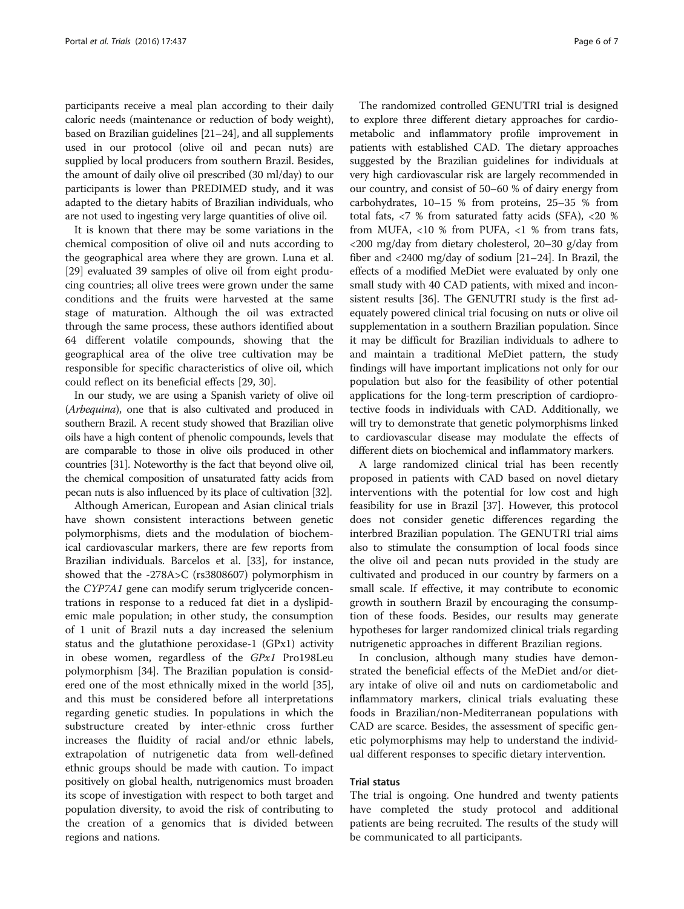participants receive a meal plan according to their daily caloric needs (maintenance or reduction of body weight), based on Brazilian guidelines [21–24], and all supplements used in our protocol (olive oil and pecan nuts) are supplied by local producers from southern Brazil. Besides, the amount of daily olive oil prescribed (30 ml/day) to our participants is lower than PREDIMED study, and it was adapted to the dietary habits of Brazilian individuals, who are not used to ingesting very large quantities of olive oil.

It is known that there may be some variations in the chemical composition of olive oil and nuts according to the geographical area where they are grown. Luna et al. [29] evaluated 39 samples of olive oil from eight producing countries; all olive trees were grown under the same conditions and the fruits were harvested at the same stage of maturation. Although the oil was extracted through the same process, these authors identified about 64 different volatile compounds, showing that the geographical area of the olive tree cultivation may be responsible for specific characteristics of olive oil, which could reflect on its beneficial effects [29, 30].

In our study, we are using a Spanish variety of olive oil (*Arbequina*), one that is also cultivated and produced in southern Brazil. A recent study showed that Brazilian olive oils have a high content of phenolic compounds, levels that are comparable to those in olive oils produced in other countries [31]. Noteworthy is the fact that beyond olive oil, the chemical composition of unsaturated fatty acids from pecan nuts is also influenced by its place of cultivation [32].

Although American, European and Asian clinical trials have shown consistent interactions between genetic polymorphisms, diets and the modulation of biochemical cardiovascular markers, there are few reports from Brazilian individuals. Barcelos et al. [33], for instance, showed that the -278A>C (rs3808607) polymorphism in the *CYP7A1* gene can modify serum triglyceride concentrations in response to a reduced fat diet in a dyslipidemic male population; in other study, the consumption of 1 unit of Brazil nuts a day increased the selenium status and the glutathione peroxidase-1 (GPx1) activity in obese women, regardless of the *GPx1* Pro198Leu polymorphism [34]. The Brazilian population is considered one of the most ethnically mixed in the world [35], and this must be considered before all interpretations regarding genetic studies. In populations in which the substructure created by inter-ethnic cross further increases the fluidity of racial and/or ethnic labels, extrapolation of nutrigenetic data from well-defined ethnic groups should be made with caution. To impact positively on global health, nutrigenomics must broaden its scope of investigation with respect to both target and population diversity, to avoid the risk of contributing to the creation of a genomics that is divided between regions and nations.

The randomized controlled GENUTRI trial is designed to explore three different dietary approaches for cardiometabolic and inflammatory profile improvement in patients with established CAD. The dietary approaches suggested by the Brazilian guidelines for individuals at very high cardiovascular risk are largely recommended in our country, and consist of 50–60 % of dairy energy from carbohydrates, 10–15 % from proteins, 25–35 % from total fats, <7 % from saturated fatty acids (SFA), <20 % from MUFA, <10 % from PUFA, <1 % from trans fats, <200 mg/day from dietary cholesterol, 20–30 g/day from fiber and <2400 mg/day of sodium [21–24]. In Brazil, the effects of a modified MeDiet were evaluated by only one small study with 40 CAD patients, with mixed and inconsistent results [36]. The GENUTRI study is the first adequately powered clinical trial focusing on nuts or olive oil supplementation in a southern Brazilian population. Since it may be difficult for Brazilian individuals to adhere to and maintain a traditional MeDiet pattern, the study findings will have important implications not only for our population but also for the feasibility of other potential applications for the long-term prescription of cardioprotective foods in individuals with CAD. Additionally, we will try to demonstrate that genetic polymorphisms linked to cardiovascular disease may modulate the effects of different diets on biochemical and inflammatory markers.

A large randomized clinical trial has been recently proposed in patients with CAD based on novel dietary interventions with the potential for low cost and high feasibility for use in Brazil [37]. However, this protocol does not consider genetic differences regarding the interbred Brazilian population. The GENUTRI trial aims also to stimulate the consumption of local foods since the olive oil and pecan nuts provided in the study are cultivated and produced in our country by farmers on a small scale. If effective, it may contribute to economic growth in southern Brazil by encouraging the consumption of these foods. Besides, our results may generate hypotheses for larger randomized clinical trials regarding nutrigenetic approaches in different Brazilian regions.

In conclusion, although many studies have demonstrated the beneficial effects of the MeDiet and/or dietary intake of olive oil and nuts on cardiometabolic and inflammatory markers, clinical trials evaluating these foods in Brazilian/non-Mediterranean populations with CAD are scarce. Besides, the assessment of specific genetic polymorphisms may help to understand the individual different responses to specific dietary intervention.

## Trial status

The trial is ongoing. One hundred and twenty patients have completed the study protocol and additional patients are being recruited. The results of the study will be communicated to all participants.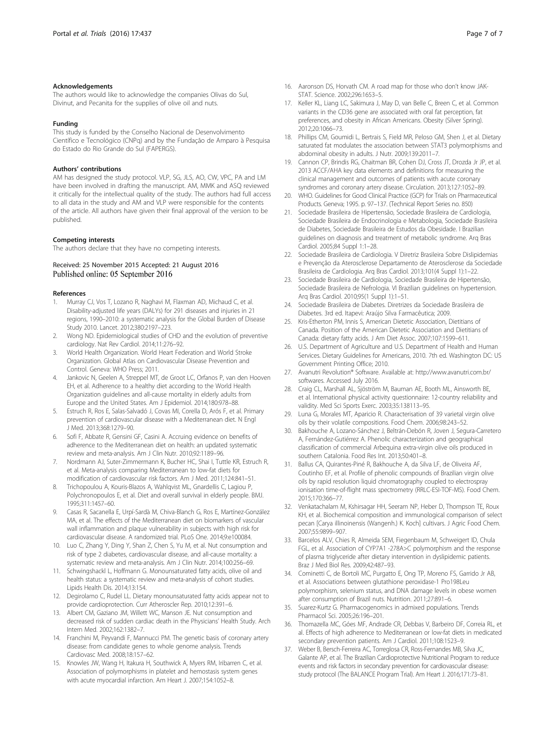## Acknowledgements

The authors would like to acknowledge the companies Olivas do Sul, Divinut, and Pecanita for the supplies of olive oil and nuts.

## Funding

This study is funded by the Conselho Nacional de Desenvolvimento Científico e Tecnológico (CNPq) and by the Fundação de Amparo à Pesquisa do Estado do Rio Grande do Sul (FAPERGS).

## Authors' contributions

AM has designed the study protocol. VLP, SG, JLS, AO, CW, VPC, PA and LM have been involved in drafting the manuscript. AM, MMK and ASQ reviewed it critically for the intellectual quality of the study. The authors had full access to all data in the study and AM and VLP were responsible for the contents of the article. All authors have given their final approval of the version to be published.

## Competing interests

The authors declare that they have no competing interests.

Received: 25 November 2015 Accepted: 21 August 2016
Published online: 05 September 2016

## References

1. Murray CJ, Vos T, Lozano R, Naghavi M, Flaxman AD, Michaud C, et al. Disability-adjusted life years (DALYs) for 291 diseases and injuries in 21 regions, 1990–2010: a systematic analysis for the Global Burden of Disease Study 2010. Lancet. 2012;380:2197–223.
2. Wong ND. Epidemiological studies of CHD and the evolution of preventive cardiology. Nat Rev Cardiol. 2014;11:276–92.
3. World Health Organization. World Heart Federation and World Stroke Organization. Global Atlas on Cardiovascular Disease Prevention and Control. Geneva: WHO Press; 2011.
4. Jankovic N, Geelen A, Streppel MT, de Groot LC, Orfanos P, van den Hooven EH, et al. Adherence to a healthy diet according to the World Health Organization guidelines and all-cause mortality in elderly adults from Europe and the United States. Am J Epidemiol. 2014;180:978–88.
5. Estruch R, Ros E, Salas-Salvadó J, Covas MI, Corella D, Arós F, et al. Primary prevention of cardiovascular disease with a Mediterranean diet. N Engl J Med. 2013;368:1279–90.
6. Sofi F, Abbate R, Gensini GF, Casini A. Accruing evidence on benefits of adherence to the Mediterranean diet on health: an updated systematic review and meta-analysis. Am J Clin Nutr. 2010;92:1189–96.
7. Nordmann AJ, Suter-Zimmermann K, Bucher HC, Shai I, Tuttle KR, Estruch R, et al. Meta-analysis comparing Mediterranean to low-fat diets for modification of cardiovascular risk factors. Am J Med. 2011;124:841–51.
8. Trichopoulou A, Kouris-Blazos A, Wahlqvist ML, Gnardellis C, Lagiou P, Polychronopoulos E, et al. Diet and overall survival in elderly people. BMJ. 1995;311:1457–60.
9. Casas R, Sacanella E, Urpí-Sardà M, Chiva-Blanch G, Ros E, Martínez-González MA, et al. The effects of the Mediterranean diet on biomarkers of vascular wall inflammation and plaque vulnerability in subjects with high risk for cardiovascular disease. A randomized trial. PLoS One. 2014;9:e100084.
10. Luo C, Zhang Y, Ding Y, Shan Z, Chen S, Yu M, et al. Nut consumption and risk of type 2 diabetes, cardiovascular disease, and all-cause mortality: a systematic review and meta-analysis. Am J Clin Nutr. 2014;100:256–69.
11. Schwingshackl L, Hoffmann G. Monounsaturated fatty acids, olive oil and health status: a systematic review and meta-analysis of cohort studies. Lipids Health Dis. 2014;13:154.
12. Degirolamo C, Rudel LL. Dietary monounsaturated fatty acids appear not to provide cardioprotection. Curr Atheroscler Rep. 2010;12:391–6.
13. Albert CM, Gaziano JM, Willett WC, Manson JE. Nut consumption and decreased risk of sudden cardiac death in the Physicians' Health Study. Arch Intern Med. 2002;162:1382–7.
14. Franchini M, Peyvandi F, Mannucci PM. The genetic basis of coronary artery disease: from candidate genes to whole genome analysis. Trends Cardiovasc Med. 2008;18:157–62.
15. Knowles JW, Wang H, Itakura H, Southwick A, Myers RM, Iribarren C, et al. Association of polymorphisms in platelet and hemostasis system genes with acute myocardial infarction. Am Heart J. 2007;154:1052–8.
16. Aaronson DS, Horvath CM. A road map for those who don't know JAK-STAT. Science. 2002;296:1653–5.
17. Keller KL, Liang LC, Sakimura J, May D, van Belle C, Breen C, et al. Common variants in the CD36 gene are associated with oral fat perception, fat preferences, and obesity in African Americans. Obesity (Silver Spring). 2012;20:1066–73.
18. Phillips CM, Goumidi L, Bertrais S, Field MR, Peloso GM, Shen J, et al. Dietary saturated fat modulates the association between STAT3 polymorphisms and abdominal obesity in adults. J Nutr. 2009;139:2011–7.
19. Cannon CP, Brindis RG, Chaitman BR, Cohen DJ, Cross JT, Drozda Jr JP, et al. 2013 ACCF/AHA key data elements and definitions for measuring the clinical management and outcomes of patients with acute coronary syndromes and coronary artery disease. Circulation. 2013;127:1052–89.
20. WHO. Guidelines for Good Clinical Practice (GCP) for Trials on Pharmaceutical Products. Geneva; 1995. p. 97–137. (Technical Report Series no. 850)
21. Sociedade Brasileira de Hipertensão, Sociedade Brasileira de Cardiologia, Sociedade Brasileira de Endocrinologia e Metabologia, Sociedade Brasileira de Diabetes, Sociedade Brasileira de Estudos da Obesidade. I Brazilian guidelines on diagnosis and treatment of metabolic syndrome. Arq Bras Cardiol. 2005;84 Suppl 1:1–28.
22. Sociedade Brasileira de Cardiologia. V Diretriz Brasileira Sobre Dislipidemias e Prevenção da Aterosclerose Departamento de Aterosclerose da Sociedade Brasileira de Cardiologia. Arq Bras Cardiol. 2013;101(4 Suppl 1):1–22.
23. Sociedade Brasileira de Cardiologia, Sociedade Brasileira de Hipertensão, Sociedade Brasileira de Nefrologia. VI Brazilian guidelines on hypertension. Arq Bras Cardiol. 2010;95(1 Suppl 1):1–51.
24. Sociedade Brasileira de Diabetes. Diretrizes da Sociedade Brasileira de Diabetes. 3rd ed. Itapevi: Araújo Silva Farmacêutica; 2009.
25. Kris-Etherton PM, Innis S, American Dietetic Association, Dietitians of Canada. Position of the American Dietetic Association and Dietitians of Canada: dietary fatty acids. J Am Diet Assoc. 2007;107:1599–611.
26. U.S. Department of Agriculture and U.S. Department of Health and Human Services. Dietary Guidelines for Americans, 2010. 7th ed. Washington DC: US Government Printing Office; 2010.
27. Avanutri Revolution® Software. Available at: http://www.avanutri.com.br/softwares. Accessed July 2016.
28. Craig CL, Marshall AL, Sjöström M, Bauman AE, Booth ML, Ainsworth BE, et al. International physical activity questionnaire: 12-country reliability and validity. Med Sci Sports Exerc. 2003;35:138113–95.
29. Luna G, Morales MT, Aparicio R. Characterisation of 39 varietal virgin olive oils by their volatile compositions. Food Chem. 2006;98:243–52.
30. Bakhouche A, Lozano-Sánchez J, Beltrán-Debón R, Joven J, Segura-Carretero A, Fernández-Gutiérrez A. Phenolic characterization and geographical classification of commercial Arbequina extra-virgin olive oils produced in southern Catalonia. Food Res Int. 2013;50:401–8.
31. Ballus CA, Quirantes-Piné R, Bakhouche A, da Silva LF, de Oliveira AF, Coutinho EF, et al. Profile of phenolic compounds of Brazilian virgin olive oils by rapid resolution liquid chromatography coupled to electrospray ionisation time-of-flight mass spectrometry (RRLC-ESI-TOF-MS). Food Chem. 2015;170:366–77.
32. Venkatachalam M, Kshirsagar HH, Seeram NP, Heber D, Thompson TE, Roux KH, et al. Biochemical composition and immunological comparison of select pecan [Carya illinoinensis (Wangenh.) K. Koch] cultivars. J Agric Food Chem. 2007;55:9899–907.
33. Barcelos ALV, Chies R, Almeida SEM, Fiegenbaum M, Schweigert ID, Chula FGL, et al. Association of CYP7A1 -278A>C polymorphism and the response of plasma triglyceride after dietary intervention in dyslipidemic patients. Braz J Med Biol Res. 2009;42:487–93.
34. Cominetti C, de Bortoli MC, Purgatto E, Ong TP, Moreno FS, Garrido Jr AB, et al. Associations between glutathione peroxidase-1 Pro198Leu polymorphism, selenium status, and DNA damage levels in obese women after consumption of Brazil nuts. Nutrition. 2011;27:891–6.
35. Suarez-Kurtz G. Pharmacogenomics in admixed populations. Trends Pharmacol Sci. 2005;26:196–201.
36. Thomazella MC, Góes MF, Andrade CR, Debbas V, Barbeiro DF, Correia RL, et al. Effects of high adherence to Mediterranean or low-fat diets in medicated secondary prevention patients. Am J Cardiol. 2011;108:1523–9.
37. Weber B, Bersch-Ferreira AC, Torreglosa CR, Ross-Fernandes MB, Silva JC, Galante AP, et al. The Brazilian Cardioprotective Nutritional Program to reduce events and risk factors in secondary prevention for cardiovascular disease: study protocol (The BALANCE Program Trial). Am Heart J. 2016;171:73–81.